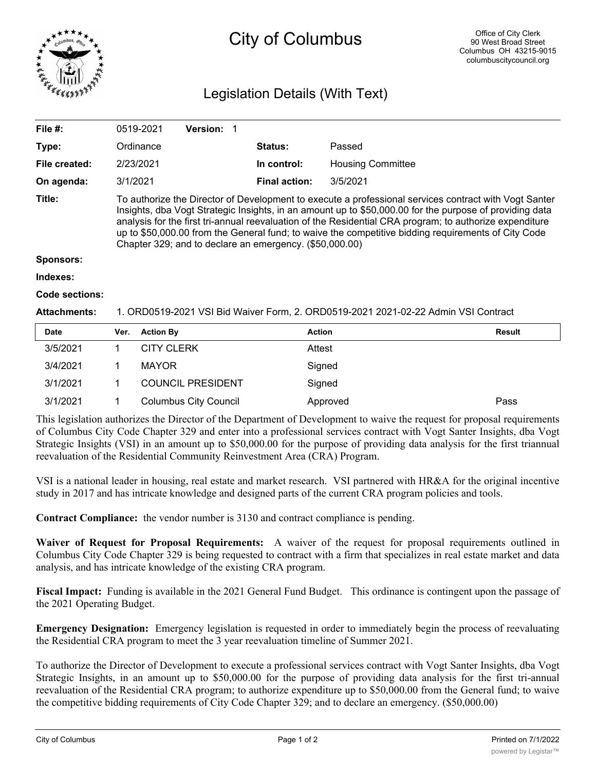# City of Columbus

Office of City Clerk
90 West Broad Street
Columbus OH 43215-9015
columbuscitycouncil.org

## Legislation Details (With Text)

| | | | |
|---|---|---|---|
| **File #:** | 0519-2021 **Version:** 1 | | |
| **Type:** | Ordinance | **Status:** | Passed |
| **File created:** | 2/23/2021 | **In control:** | Housing Committee |
| **On agenda:** | 3/1/2021 | **Final action:** | 3/5/2021 |

**Title:** To authorize the Director of Development to execute a professional services contract with Vogt Santer Insights, dba Vogt Strategic Insights, in an amount up to $50,000.00 for the purpose of providing data analysis for the first tri-annual reevaluation of the Residential CRA program; to authorize expenditure up to $50,000.00 from the General fund; to waive the competitive bidding requirements of City Code Chapter 329; and to declare an emergency. ($50,000.00)

**Sponsors:**

**Indexes:**

**Code sections:**

**Attachments:** 1. ORD0519-2021 VSI Bid Waiver Form, 2. ORD0519-2021 2021-02-22 Admin VSI Contract

| Date | Ver. | Action By | Action | Result |
|---|---|---|---|---|
| 3/5/2021 | 1 | CITY CLERK | Attest | |
| 3/4/2021 | 1 | MAYOR | Signed | |
| 3/1/2021 | 1 | COUNCIL PRESIDENT | Signed | |
| 3/1/2021 | 1 | Columbus City Council | Approved | Pass |

This legislation authorizes the Director of the Department of Development to waive the request for proposal requirements of Columbus City Code Chapter 329 and enter into a professional services contract with Vogt Santer Insights, dba Vogt Strategic Insights (VSI) in an amount up to $50,000.00 for the purpose of providing data analysis for the first triannual reevaluation of the Residential Community Reinvestment Area (CRA) Program.

VSI is a national leader in housing, real estate and market research. VSI partnered with HR&A for the original incentive study in 2017 and has intricate knowledge and designed parts of the current CRA program policies and tools.

**Contract Compliance:** the vendor number is 3130 and contract compliance is pending.

**Waiver of Request for Proposal Requirements:** A waiver of the request for proposal requirements outlined in Columbus City Code Chapter 329 is being requested to contract with a firm that specializes in real estate market and data analysis, and has intricate knowledge of the existing CRA program.

**Fiscal Impact:** Funding is available in the 2021 General Fund Budget. This ordinance is contingent upon the passage of the 2021 Operating Budget.

**Emergency Designation:** Emergency legislation is requested in order to immediately begin the process of reevaluating the Residential CRA program to meet the 3 year reevaluation timeline of Summer 2021.

To authorize the Director of Development to execute a professional services contract with Vogt Santer Insights, dba Vogt Strategic Insights, in an amount up to $50,000.00 for the purpose of providing data analysis for the first tri-annual reevaluation of the Residential CRA program; to authorize expenditure up to $50,000.00 from the General fund; to waive the competitive bidding requirements of City Code Chapter 329; and to declare an emergency. ($50,000.00)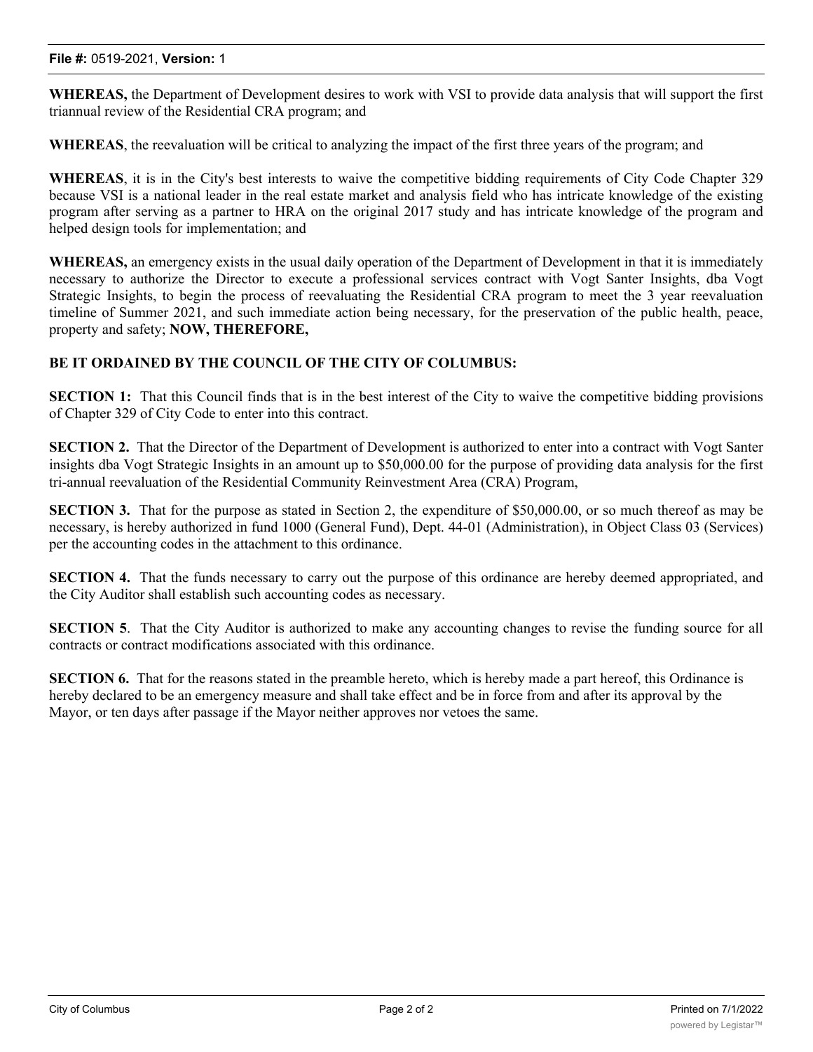**WHEREAS,** the Department of Development desires to work with VSI to provide data analysis that will support the first triannual review of the Residential CRA program; and

**WHEREAS**, the reevaluation will be critical to analyzing the impact of the first three years of the program; and

**WHEREAS**, it is in the City's best interests to waive the competitive bidding requirements of City Code Chapter 329 because VSI is a national leader in the real estate market and analysis field who has intricate knowledge of the existing program after serving as a partner to HRA on the original 2017 study and has intricate knowledge of the program and helped design tools for implementation; and

**WHEREAS,** an emergency exists in the usual daily operation of the Department of Development in that it is immediately necessary to authorize the Director to execute a professional services contract with Vogt Santer Insights, dba Vogt Strategic Insights, to begin the process of reevaluating the Residential CRA program to meet the 3 year reevaluation timeline of Summer 2021, and such immediate action being necessary, for the preservation of the public health, peace, property and safety; **NOW, THEREFORE,**

**BE IT ORDAINED BY THE COUNCIL OF THE CITY OF COLUMBUS:**

**SECTION 1:** That this Council finds that is in the best interest of the City to waive the competitive bidding provisions of Chapter 329 of City Code to enter into this contract.

**SECTION 2.** That the Director of the Department of Development is authorized to enter into a contract with Vogt Santer insights dba Vogt Strategic Insights in an amount up to $50,000.00 for the purpose of providing data analysis for the first tri-annual reevaluation of the Residential Community Reinvestment Area (CRA) Program,

**SECTION 3.** That for the purpose as stated in Section 2, the expenditure of $50,000.00, or so much thereof as may be necessary, is hereby authorized in fund 1000 (General Fund), Dept. 44-01 (Administration), in Object Class 03 (Services) per the accounting codes in the attachment to this ordinance.

**SECTION 4.** That the funds necessary to carry out the purpose of this ordinance are hereby deemed appropriated, and the City Auditor shall establish such accounting codes as necessary.

**SECTION 5**. That the City Auditor is authorized to make any accounting changes to revise the funding source for all contracts or contract modifications associated with this ordinance.

**SECTION 6.** That for the reasons stated in the preamble hereto, which is hereby made a part hereof, this Ordinance is hereby declared to be an emergency measure and shall take effect and be in force from and after its approval by the Mayor, or ten days after passage if the Mayor neither approves nor vetoes the same.